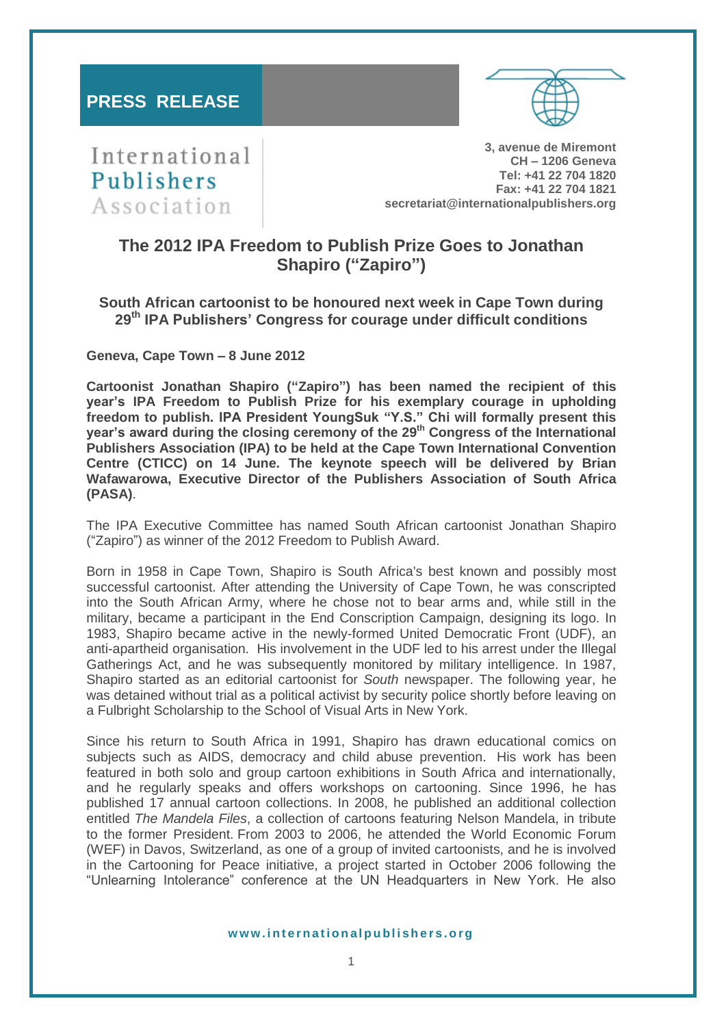PRESS RELEASE

International Publishers Association

**3, avenue de Miremont**
**CH – 1206 Geneva**
**Tel: +41 22 704 1820**
**Fax: +41 22 704 1821**
**secretariat@internationalpublishers.org**

# The 2012 IPA Freedom to Publish Prize Goes to Jonathan Shapiro ("Zapiro")

## South African cartoonist to be honoured next week in Cape Town during 29th IPA Publishers' Congress for courage under difficult conditions

**Geneva, Cape Town – 8 June 2012**

**Cartoonist Jonathan Shapiro ("Zapiro") has been named the recipient of this year's IPA Freedom to Publish Prize for his exemplary courage in upholding freedom to publish. IPA President YoungSuk "Y.S." Chi will formally present this year's award during the closing ceremony of the 29th Congress of the International Publishers Association (IPA) to be held at the Cape Town International Convention Centre (CTICC) on 14 June. The keynote speech will be delivered by Brian Wafawarowa, Executive Director of the Publishers Association of South Africa (PASA)**.

The IPA Executive Committee has named South African cartoonist Jonathan Shapiro ("Zapiro") as winner of the 2012 Freedom to Publish Award.

Born in 1958 in Cape Town, Shapiro is South Africa's best known and possibly most successful cartoonist. After attending the University of Cape Town, he was conscripted into the South African Army, where he chose not to bear arms and, while still in the military, became a participant in the End Conscription Campaign, designing its logo. In 1983, Shapiro became active in the newly-formed United Democratic Front (UDF), an anti-apartheid organisation. His involvement in the UDF led to his arrest under the Illegal Gatherings Act, and he was subsequently monitored by military intelligence. In 1987, Shapiro started as an editorial cartoonist for *South* newspaper. The following year, he was detained without trial as a political activist by security police shortly before leaving on a Fulbright Scholarship to the School of Visual Arts in New York.

Since his return to South Africa in 1991, Shapiro has drawn educational comics on subjects such as AIDS, democracy and child abuse prevention. His work has been featured in both solo and group cartoon exhibitions in South Africa and internationally, and he regularly speaks and offers workshops on cartooning. Since 1996, he has published 17 annual cartoon collections. In 2008, he published an additional collection entitled *The Mandela Files*, a collection of cartoons featuring Nelson Mandela, in tribute to the former President. From 2003 to 2006, he attended the World Economic Forum (WEF) in Davos, Switzerland, as one of a group of invited cartoonists, and he is involved in the Cartooning for Peace initiative, a project started in October 2006 following the "Unlearning Intolerance" conference at the UN Headquarters in New York. He also

www.internationalpublishers.org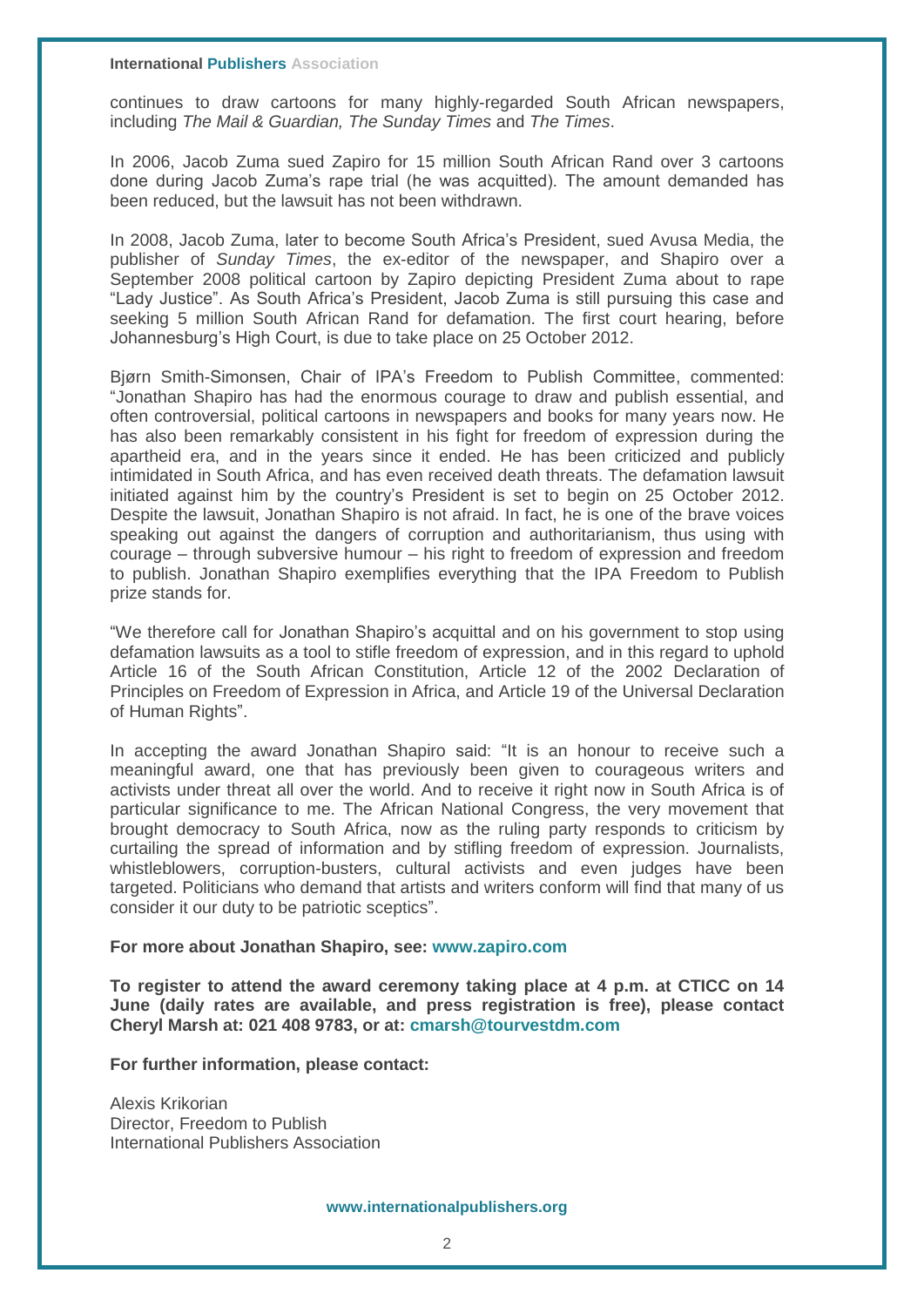continues to draw cartoons for many highly-regarded South African newspapers, including *The Mail & Guardian, The Sunday Times* and *The Times*.

In 2006, Jacob Zuma sued Zapiro for 15 million South African Rand over 3 cartoons done during Jacob Zuma's rape trial (he was acquitted). The amount demanded has been reduced, but the lawsuit has not been withdrawn.

In 2008, Jacob Zuma, later to become South Africa's President, sued Avusa Media, the publisher of *Sunday Times*, the ex-editor of the newspaper, and Shapiro over a September 2008 political cartoon by Zapiro depicting President Zuma about to rape "Lady Justice". As South Africa's President, Jacob Zuma is still pursuing this case and seeking 5 million South African Rand for defamation. The first court hearing, before Johannesburg's High Court, is due to take place on 25 October 2012.

Bjørn Smith-Simonsen, Chair of IPA's Freedom to Publish Committee, commented: "Jonathan Shapiro has had the enormous courage to draw and publish essential, and often controversial, political cartoons in newspapers and books for many years now. He has also been remarkably consistent in his fight for freedom of expression during the apartheid era, and in the years since it ended. He has been criticized and publicly intimidated in South Africa, and has even received death threats. The defamation lawsuit initiated against him by the country's President is set to begin on 25 October 2012. Despite the lawsuit, Jonathan Shapiro is not afraid. In fact, he is one of the brave voices speaking out against the dangers of corruption and authoritarianism, thus using with courage – through subversive humour – his right to freedom of expression and freedom to publish. Jonathan Shapiro exemplifies everything that the IPA Freedom to Publish prize stands for.

"We therefore call for Jonathan Shapiro's acquittal and on his government to stop using defamation lawsuits as a tool to stifle freedom of expression, and in this regard to uphold Article 16 of the South African Constitution, Article 12 of the 2002 Declaration of Principles on Freedom of Expression in Africa, and Article 19 of the Universal Declaration of Human Rights".

In accepting the award Jonathan Shapiro said: "It is an honour to receive such a meaningful award, one that has previously been given to courageous writers and activists under threat all over the world. And to receive it right now in South Africa is of particular significance to me. The African National Congress, the very movement that brought democracy to South Africa, now as the ruling party responds to criticism by curtailing the spread of information and by stifling freedom of expression. Journalists, whistleblowers, corruption-busters, cultural activists and even judges have been targeted. Politicians who demand that artists and writers conform will find that many of us consider it our duty to be patriotic sceptics".

**For more about Jonathan Shapiro, see: www.zapiro.com**

**To register to attend the award ceremony taking place at 4 p.m. at CTICC on 14 June (daily rates are available, and press registration is free), please contact Cheryl Marsh at: 021 408 9783, or at: cmarsh@tourvestdm.com**

**For further information, please contact:**

Alexis Krikorian
Director, Freedom to Publish
International Publishers Association

**www.internationalpublishers.org**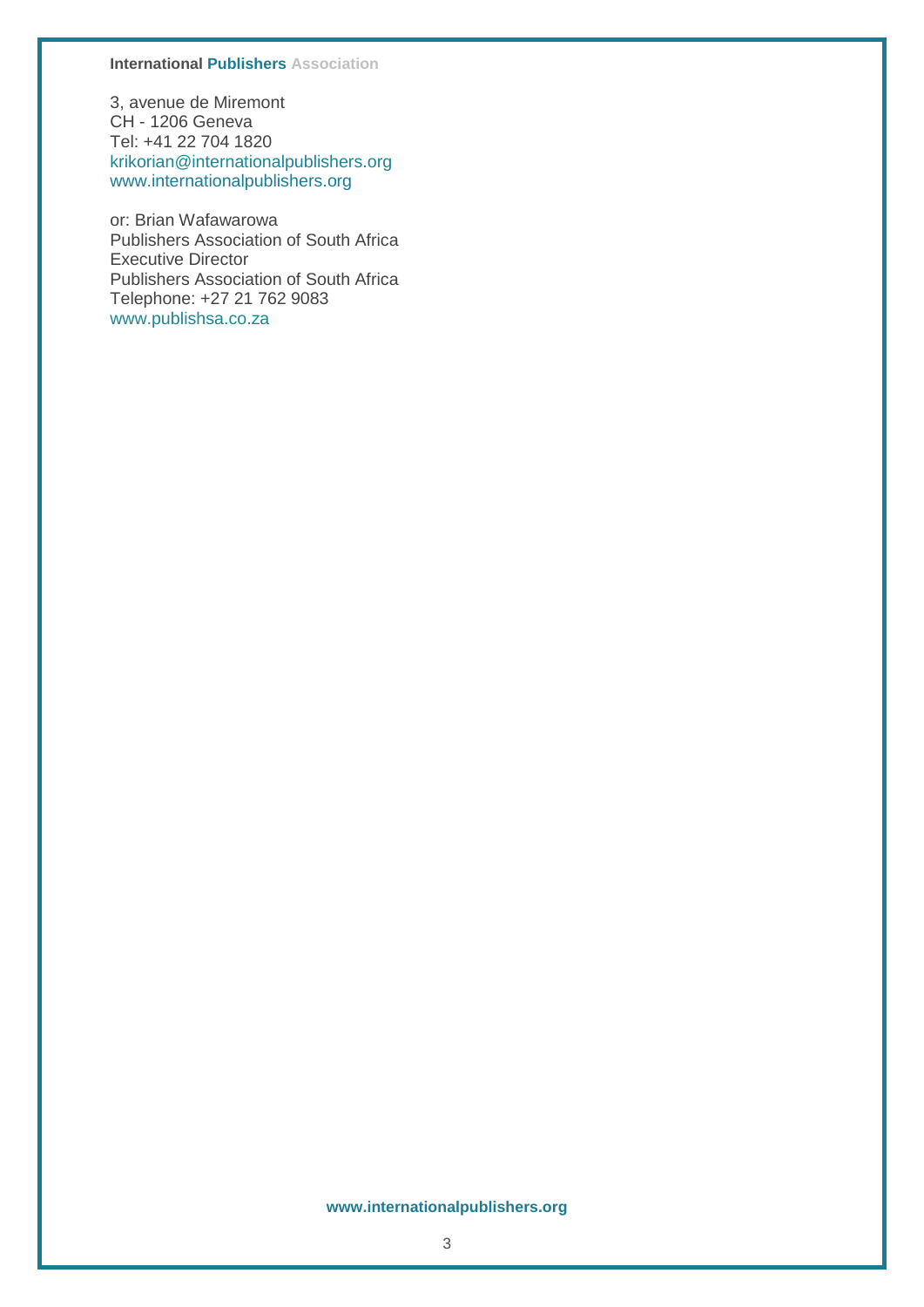**International Publishers Association**

3, avenue de Miremont
CH - 1206 Geneva
Tel: +41 22 704 1820
krikorian@internationalpublishers.org
www.internationalpublishers.org

or: Brian Wafawarowa
Publishers Association of South Africa
Executive Director
Publishers Association of South Africa
Telephone: +27 21 762 9083
www.publishsa.co.za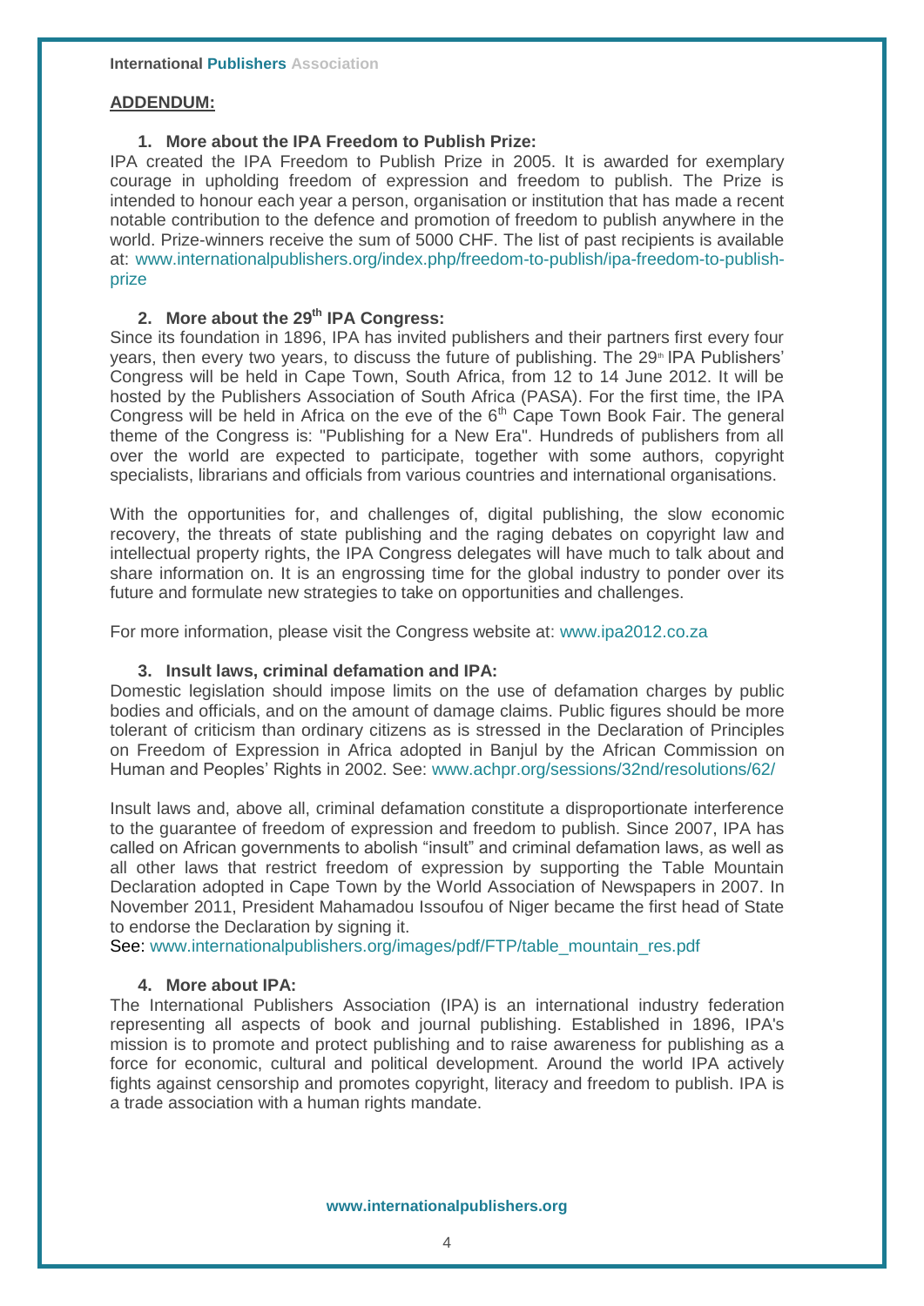## ADDENDUM:

### 1. More about the IPA Freedom to Publish Prize:

IPA created the IPA Freedom to Publish Prize in 2005. It is awarded for exemplary courage in upholding freedom of expression and freedom to publish. The Prize is intended to honour each year a person, organisation or institution that has made a recent notable contribution to the defence and promotion of freedom to publish anywhere in the world. Prize-winners receive the sum of 5000 CHF. The list of past recipients is available at: www.internationalpublishers.org/index.php/freedom-to-publish/ipa-freedom-to-publish-prize

### 2. More about the 29th IPA Congress:

Since its foundation in 1896, IPA has invited publishers and their partners first every four years, then every two years, to discuss the future of publishing. The 29th IPA Publishers' Congress will be held in Cape Town, South Africa, from 12 to 14 June 2012. It will be hosted by the Publishers Association of South Africa (PASA). For the first time, the IPA Congress will be held in Africa on the eve of the 6th Cape Town Book Fair. The general theme of the Congress is: "Publishing for a New Era". Hundreds of publishers from all over the world are expected to participate, together with some authors, copyright specialists, librarians and officials from various countries and international organisations.

With the opportunities for, and challenges of, digital publishing, the slow economic recovery, the threats of state publishing and the raging debates on copyright law and intellectual property rights, the IPA Congress delegates will have much to talk about and share information on. It is an engrossing time for the global industry to ponder over its future and formulate new strategies to take on opportunities and challenges.

For more information, please visit the Congress website at: www.ipa2012.co.za

### 3. Insult laws, criminal defamation and IPA:

Domestic legislation should impose limits on the use of defamation charges by public bodies and officials, and on the amount of damage claims. Public figures should be more tolerant of criticism than ordinary citizens as is stressed in the Declaration of Principles on Freedom of Expression in Africa adopted in Banjul by the African Commission on Human and Peoples' Rights in 2002. See: www.achpr.org/sessions/32nd/resolutions/62/

Insult laws and, above all, criminal defamation constitute a disproportionate interference to the guarantee of freedom of expression and freedom to publish. Since 2007, IPA has called on African governments to abolish "insult" and criminal defamation laws, as well as all other laws that restrict freedom of expression by supporting the Table Mountain Declaration adopted in Cape Town by the World Association of Newspapers in 2007. In November 2011, President Mahamadou Issoufou of Niger became the first head of State to endorse the Declaration by signing it.

See: www.internationalpublishers.org/images/pdf/FTP/table_mountain_res.pdf

### 4. More about IPA:

The International Publishers Association (IPA) is an international industry federation representing all aspects of book and journal publishing. Established in 1896, IPA's mission is to promote and protect publishing and to raise awareness for publishing as a force for economic, cultural and political development. Around the world IPA actively fights against censorship and promotes copyright, literacy and freedom to publish. IPA is a trade association with a human rights mandate.